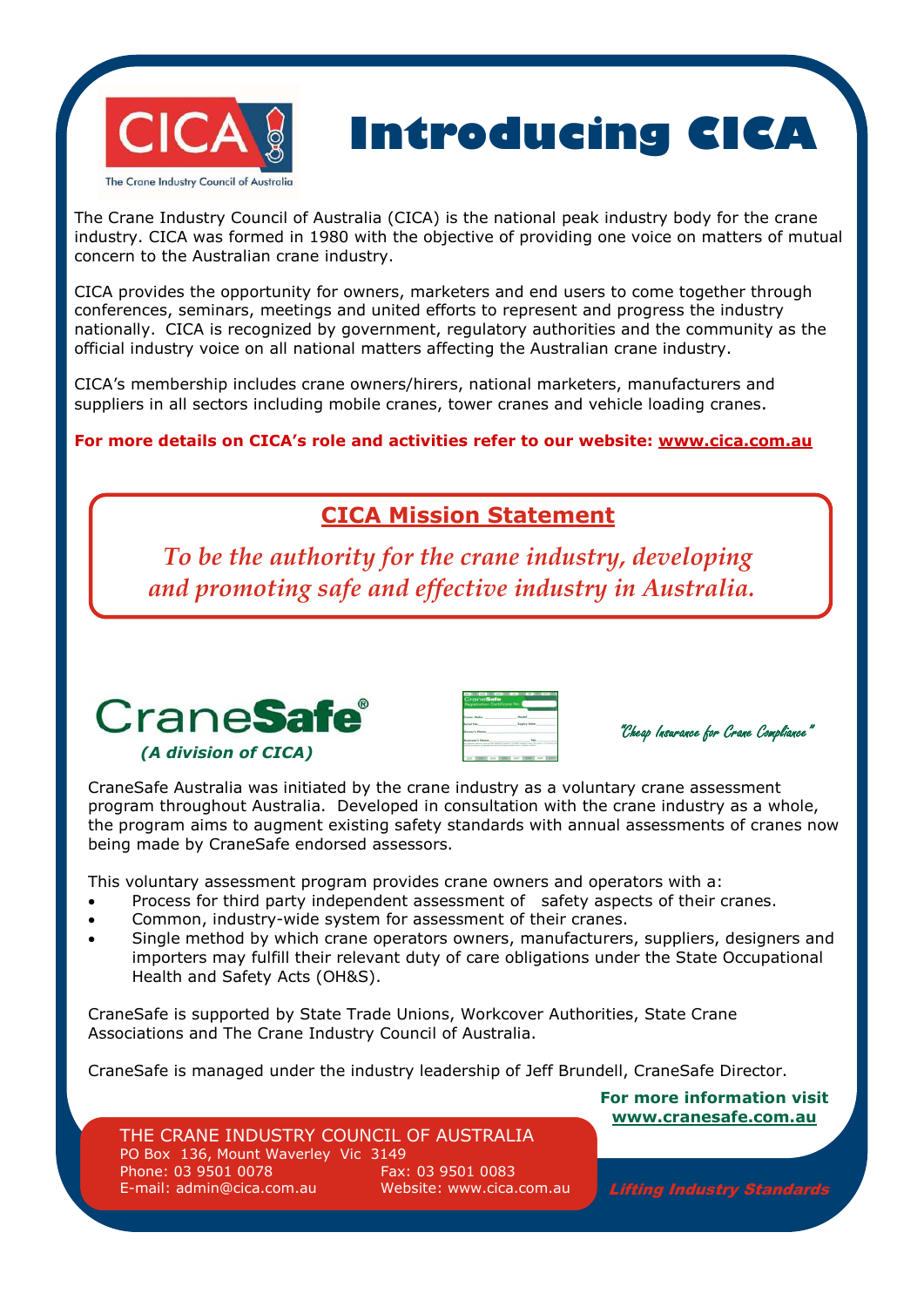CICA

The Crane Industry Council of Australia

# Introducing CICA

The Crane Industry Council of Australia (CICA) is the national peak industry body for the crane industry. CICA was formed in 1980 with the objective of providing one voice on matters of mutual concern to the Australian crane industry.

CICA provides the opportunity for owners, marketers and end users to come together through conferences, seminars, meetings and united efforts to represent and progress the industry nationally. CICA is recognized by government, regulatory authorities and the community as the official industry voice on all national matters affecting the Australian crane industry.

CICA's membership includes crane owners/hirers, national marketers, manufacturers and suppliers in all sectors including mobile cranes, tower cranes and vehicle loading cranes.

**For more details on CICA's role and activities refer to our website: www.cica.com.au**

## CICA Mission Statement

*To be the authority for the crane industry, developing and promoting safe and effective industry in Australia.*

## CraneSafe®

***(A division of CICA)***

*"Cheap Insurance for Crane Compliance"*

CraneSafe Australia was initiated by the crane industry as a voluntary crane assessment program throughout Australia. Developed in consultation with the crane industry as a whole, the program aims to augment existing safety standards with annual assessments of cranes now being made by CraneSafe endorsed assessors.

This voluntary assessment program provides crane owners and operators with a:

- Process for third party independent assessment of safety aspects of their cranes.
- Common, industry-wide system for assessment of their cranes.
- Single method by which crane operators owners, manufacturers, suppliers, designers and importers may fulfill their relevant duty of care obligations under the State Occupational Health and Safety Acts (OH&S).

CraneSafe is supported by State Trade Unions, Workcover Authorities, State Crane Associations and The Crane Industry Council of Australia.

CraneSafe is managed under the industry leadership of Jeff Brundell, CraneSafe Director.

**For more information visit www.cranesafe.com.au**

THE CRANE INDUSTRY COUNCIL OF AUSTRALIA
PO Box 136, Mount Waverley Vic 3149
Phone: 03 9501 0078 Fax: 03 9501 0083
E-mail: admin@cica.com.au Website: www.cica.com.au

***Lifting Industry Standards***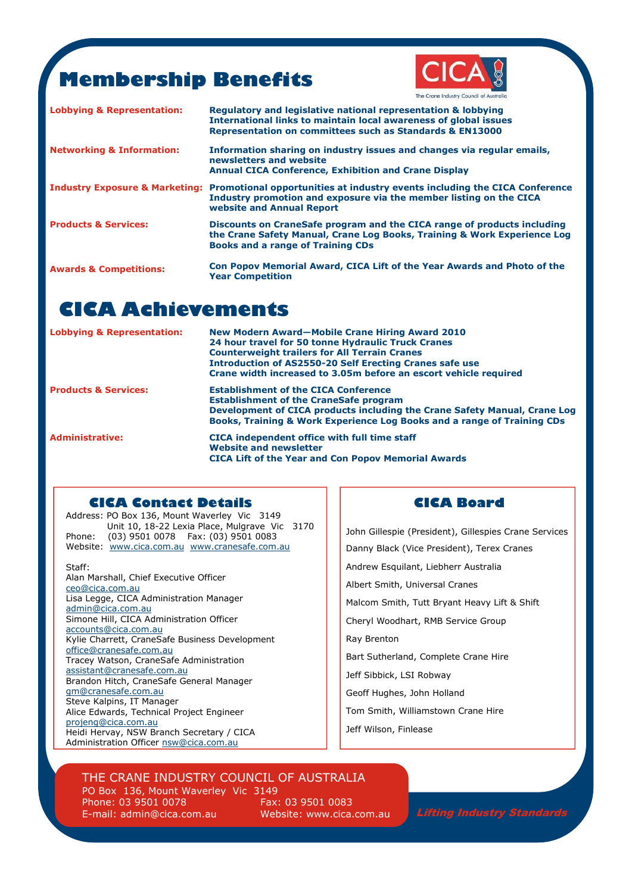# Membership Benefits

CICA
The Crane Industry Council of Australia

| | |
|---|---|
| **Lobbying & Representation:** | **Regulatory and legislative national representation & lobbying**<br>**International links to maintain local awareness of global issues**<br>**Representation on committees such as Standards & EN13000** |
| **Networking & Information:** | **Information sharing on industry issues and changes via regular emails, newsletters and website**<br>**Annual CICA Conference, Exhibition and Crane Display** |
| **Industry Exposure & Marketing:** | **Promotional opportunities at industry events including the CICA Conference**<br>**Industry promotion and exposure via the member listing on the CICA website and Annual Report** |
| **Products & Services:** | **Discounts on CraneSafe program and the CICA range of products including the Crane Safety Manual, Crane Log Books, Training & Work Experience Log Books and a range of Training CDs** |
| **Awards & Competitions:** | **Con Popov Memorial Award, CICA Lift of the Year Awards and Photo of the Year Competition** |

# CICA Achievements

| | |
|---|---|
| **Lobbying & Representation:** | **New Modern Award—Mobile Crane Hiring Award 2010**<br>**24 hour travel for 50 tonne Hydraulic Truck Cranes**<br>**Counterweight trailers for All Terrain Cranes**<br>**Introduction of AS2550-20 Self Erecting Cranes safe use**<br>**Crane width increased to 3.05m before an escort vehicle required** |
| **Products & Services:** | **Establishment of the CICA Conference**<br>**Establishment of the CraneSafe program**<br>**Development of CICA products including the Crane Safety Manual, Crane Log Books, Training & Work Experience Log Books and a range of Training CDs** |
| **Administrative:** | **CICA independent office with full time staff**<br>**Website and newsletter**<br>**CICA Lift of the Year and Con Popov Memorial Awards** |

## CICA Contact Details

Address: PO Box 136, Mount Waverley Vic 3149
Unit 10, 18-22 Lexia Place, Mulgrave Vic 3170
Phone: (03) 9501 0078 Fax: (03) 9501 0083
Website: www.cica.com.au www.cranesafe.com.au

Staff:
Alan Marshall, Chief Executive Officer
ceo@cica.com.au
Lisa Legge, CICA Administration Manager
admin@cica.com.au
Simone Hill, CICA Administration Officer
accounts@cica.com.au
Kylie Charrett, CraneSafe Business Development
office@cranesafe.com.au
Tracey Watson, CraneSafe Administration
assistant@cranesafe.com.au
Brandon Hitch, CraneSafe General Manager
gm@cranesafe.com.au
Steve Kalpins, IT Manager
Alice Edwards, Technical Project Engineer
projeng@cica.com.au
Heidi Hervay, NSW Branch Secretary / CICA Administration Officer nsw@cica.com.au

## CICA Board

John Gillespie (President), Gillespies Crane Services
Danny Black (Vice President), Terex Cranes
Andrew Esquilant, Liebherr Australia
Albert Smith, Universal Cranes
Malcom Smith, Tutt Bryant Heavy Lift & Shift
Cheryl Woodhart, RMB Service Group
Ray Brenton
Bart Sutherland, Complete Crane Hire
Jeff Sibbick, LSI Robway
Geoff Hughes, John Holland
Tom Smith, Williamstown Crane Hire
Jeff Wilson, Finlease

THE CRANE INDUSTRY COUNCIL OF AUSTRALIA
PO Box 136, Mount Waverley Vic 3149
Phone: 03 9501 0078 Fax: 03 9501 0083
E-mail: admin@cica.com.au Website: www.cica.com.au

*Lifting Industry Standards*